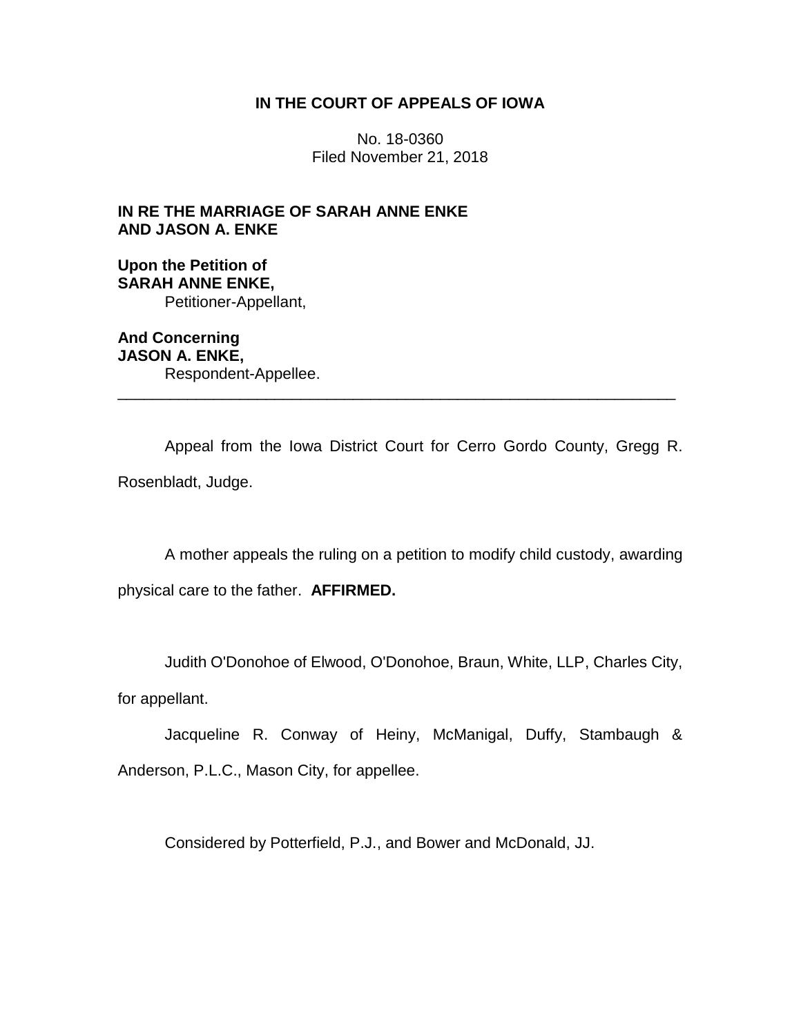**IN THE COURT OF APPEALS OF IOWA**

No. 18-0360
Filed November 21, 2018

**IN RE THE MARRIAGE OF SARAH ANNE ENKE AND JASON A. ENKE**

**Upon the Petition of**
**SARAH ANNE ENKE,**
Petitioner-Appellant,

**And Concerning**
**JASON A. ENKE,**
Respondent-Appellee.

---

Appeal from the Iowa District Court for Cerro Gordo County, Gregg R. Rosenbladt, Judge.

A mother appeals the ruling on a petition to modify child custody, awarding physical care to the father. **AFFIRMED.**

Judith O'Donohoe of Elwood, O'Donohoe, Braun, White, LLP, Charles City, for appellant.

Jacqueline R. Conway of Heiny, McManigal, Duffy, Stambaugh & Anderson, P.L.C., Mason City, for appellee.

Considered by Potterfield, P.J., and Bower and McDonald, JJ.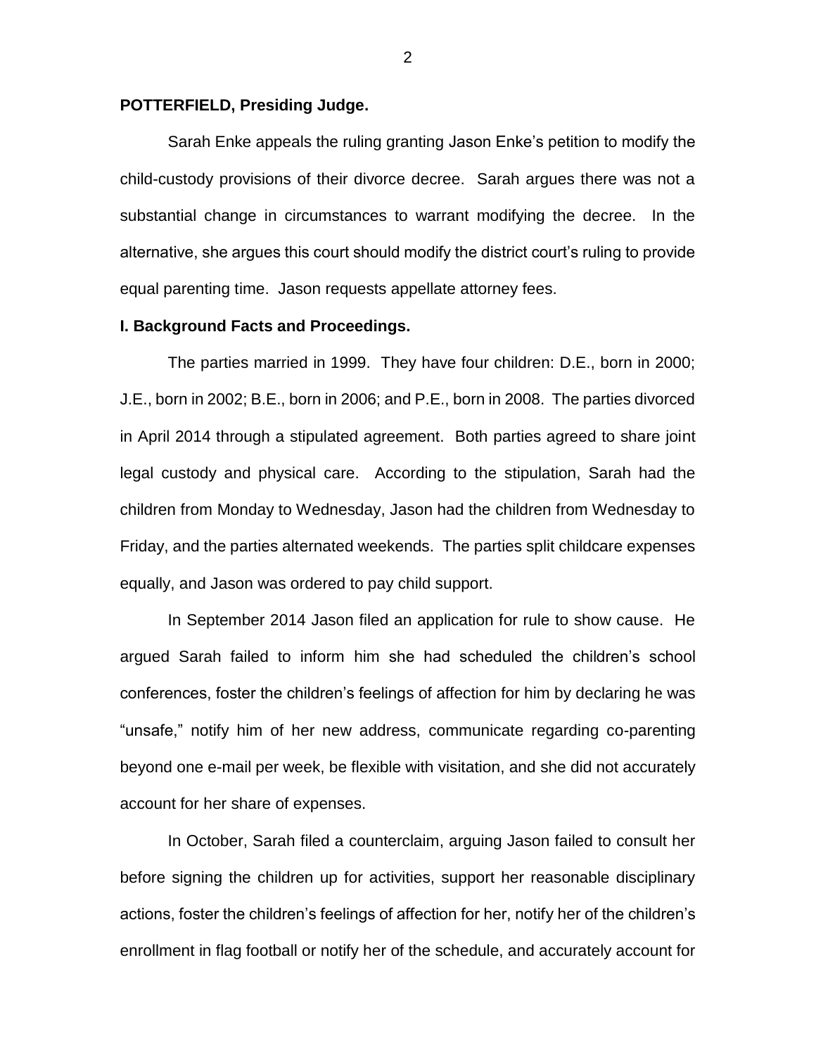**POTTERFIELD, Presiding Judge.**

Sarah Enke appeals the ruling granting Jason Enke's petition to modify the child-custody provisions of their divorce decree. Sarah argues there was not a substantial change in circumstances to warrant modifying the decree. In the alternative, she argues this court should modify the district court's ruling to provide equal parenting time. Jason requests appellate attorney fees.

## I. Background Facts and Proceedings.

The parties married in 1999. They have four children: D.E., born in 2000; J.E., born in 2002; B.E., born in 2006; and P.E., born in 2008. The parties divorced in April 2014 through a stipulated agreement. Both parties agreed to share joint legal custody and physical care. According to the stipulation, Sarah had the children from Monday to Wednesday, Jason had the children from Wednesday to Friday, and the parties alternated weekends. The parties split childcare expenses equally, and Jason was ordered to pay child support.

In September 2014 Jason filed an application for rule to show cause. He argued Sarah failed to inform him she had scheduled the children's school conferences, foster the children's feelings of affection for him by declaring he was "unsafe," notify him of her new address, communicate regarding co-parenting beyond one e-mail per week, be flexible with visitation, and she did not accurately account for her share of expenses.

In October, Sarah filed a counterclaim, arguing Jason failed to consult her before signing the children up for activities, support her reasonable disciplinary actions, foster the children's feelings of affection for her, notify her of the children's enrollment in flag football or notify her of the schedule, and accurately account for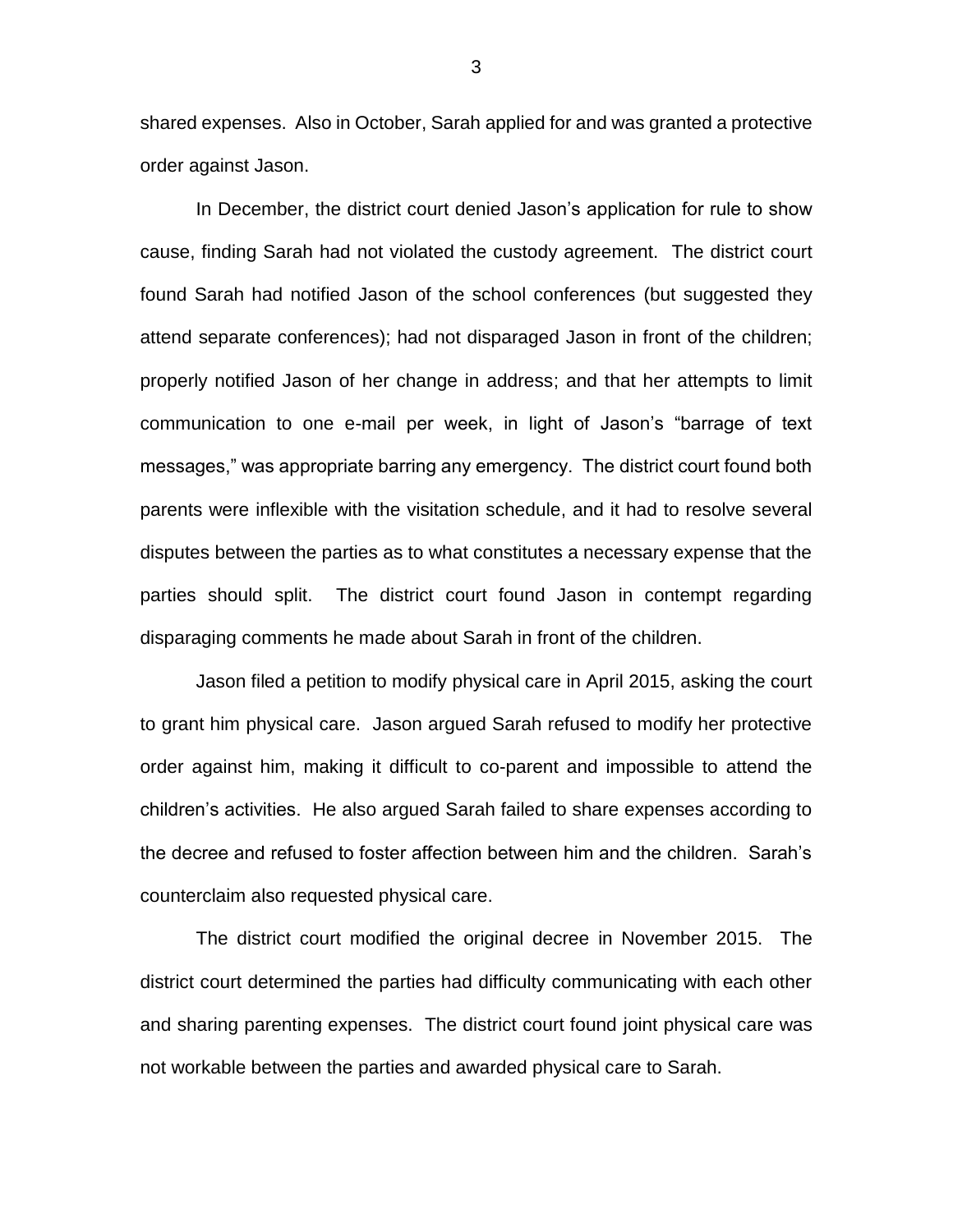shared expenses. Also in October, Sarah applied for and was granted a protective order against Jason.

In December, the district court denied Jason's application for rule to show cause, finding Sarah had not violated the custody agreement. The district court found Sarah had notified Jason of the school conferences (but suggested they attend separate conferences); had not disparaged Jason in front of the children; properly notified Jason of her change in address; and that her attempts to limit communication to one e-mail per week, in light of Jason's "barrage of text messages," was appropriate barring any emergency. The district court found both parents were inflexible with the visitation schedule, and it had to resolve several disputes between the parties as to what constitutes a necessary expense that the parties should split. The district court found Jason in contempt regarding disparaging comments he made about Sarah in front of the children.

Jason filed a petition to modify physical care in April 2015, asking the court to grant him physical care. Jason argued Sarah refused to modify her protective order against him, making it difficult to co-parent and impossible to attend the children's activities. He also argued Sarah failed to share expenses according to the decree and refused to foster affection between him and the children. Sarah's counterclaim also requested physical care.

The district court modified the original decree in November 2015. The district court determined the parties had difficulty communicating with each other and sharing parenting expenses. The district court found joint physical care was not workable between the parties and awarded physical care to Sarah.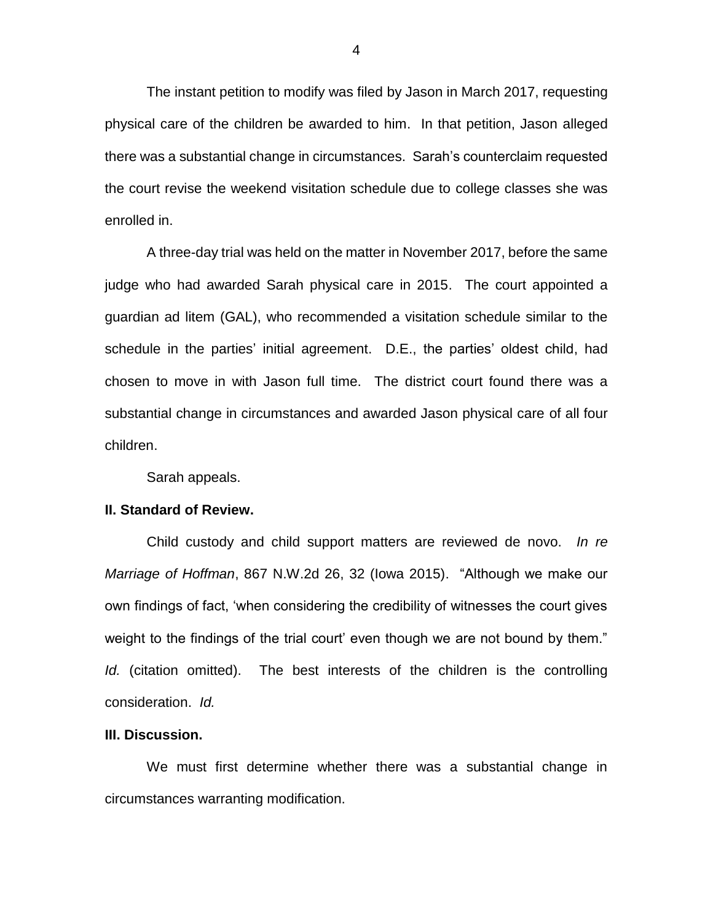The instant petition to modify was filed by Jason in March 2017, requesting physical care of the children be awarded to him. In that petition, Jason alleged there was a substantial change in circumstances. Sarah's counterclaim requested the court revise the weekend visitation schedule due to college classes she was enrolled in.

A three-day trial was held on the matter in November 2017, before the same judge who had awarded Sarah physical care in 2015. The court appointed a guardian ad litem (GAL), who recommended a visitation schedule similar to the schedule in the parties' initial agreement. D.E., the parties' oldest child, had chosen to move in with Jason full time. The district court found there was a substantial change in circumstances and awarded Jason physical care of all four children.

Sarah appeals.

**II. Standard of Review.**

Child custody and child support matters are reviewed de novo. *In re Marriage of Hoffman*, 867 N.W.2d 26, 32 (Iowa 2015). "Although we make our own findings of fact, 'when considering the credibility of witnesses the court gives weight to the findings of the trial court' even though we are not bound by them." *Id.* (citation omitted). The best interests of the children is the controlling consideration. *Id.*

**III. Discussion.**

We must first determine whether there was a substantial change in circumstances warranting modification.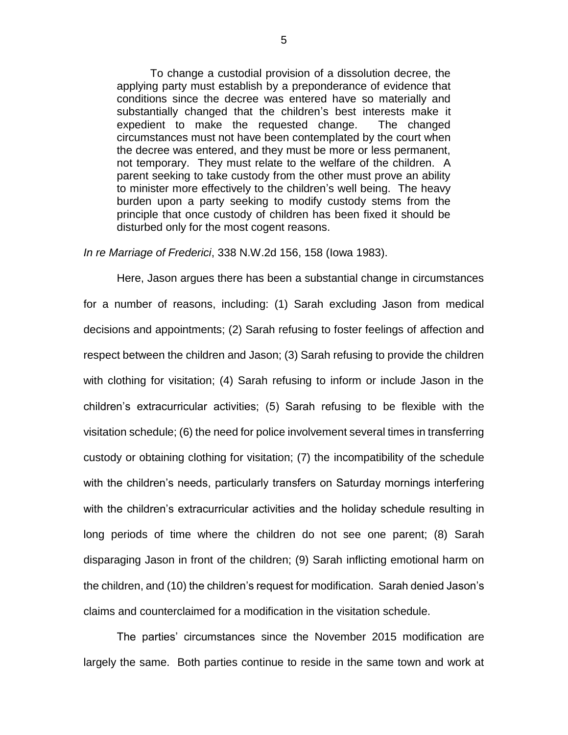> To change a custodial provision of a dissolution decree, the applying party must establish by a preponderance of evidence that conditions since the decree was entered have so materially and substantially changed that the children's best interests make it expedient to make the requested change. The changed circumstances must not have been contemplated by the court when the decree was entered, and they must be more or less permanent, not temporary. They must relate to the welfare of the children. A parent seeking to take custody from the other must prove an ability to minister more effectively to the children's well being. The heavy burden upon a party seeking to modify custody stems from the principle that once custody of children has been fixed it should be disturbed only for the most cogent reasons.

*In re Marriage of Frederici*, 338 N.W.2d 156, 158 (Iowa 1983).

Here, Jason argues there has been a substantial change in circumstances for a number of reasons, including: (1) Sarah excluding Jason from medical decisions and appointments; (2) Sarah refusing to foster feelings of affection and respect between the children and Jason; (3) Sarah refusing to provide the children with clothing for visitation; (4) Sarah refusing to inform or include Jason in the children's extracurricular activities; (5) Sarah refusing to be flexible with the visitation schedule; (6) the need for police involvement several times in transferring custody or obtaining clothing for visitation; (7) the incompatibility of the schedule with the children's needs, particularly transfers on Saturday mornings interfering with the children's extracurricular activities and the holiday schedule resulting in long periods of time where the children do not see one parent; (8) Sarah disparaging Jason in front of the children; (9) Sarah inflicting emotional harm on the children, and (10) the children's request for modification. Sarah denied Jason's claims and counterclaimed for a modification in the visitation schedule.

The parties' circumstances since the November 2015 modification are largely the same. Both parties continue to reside in the same town and work at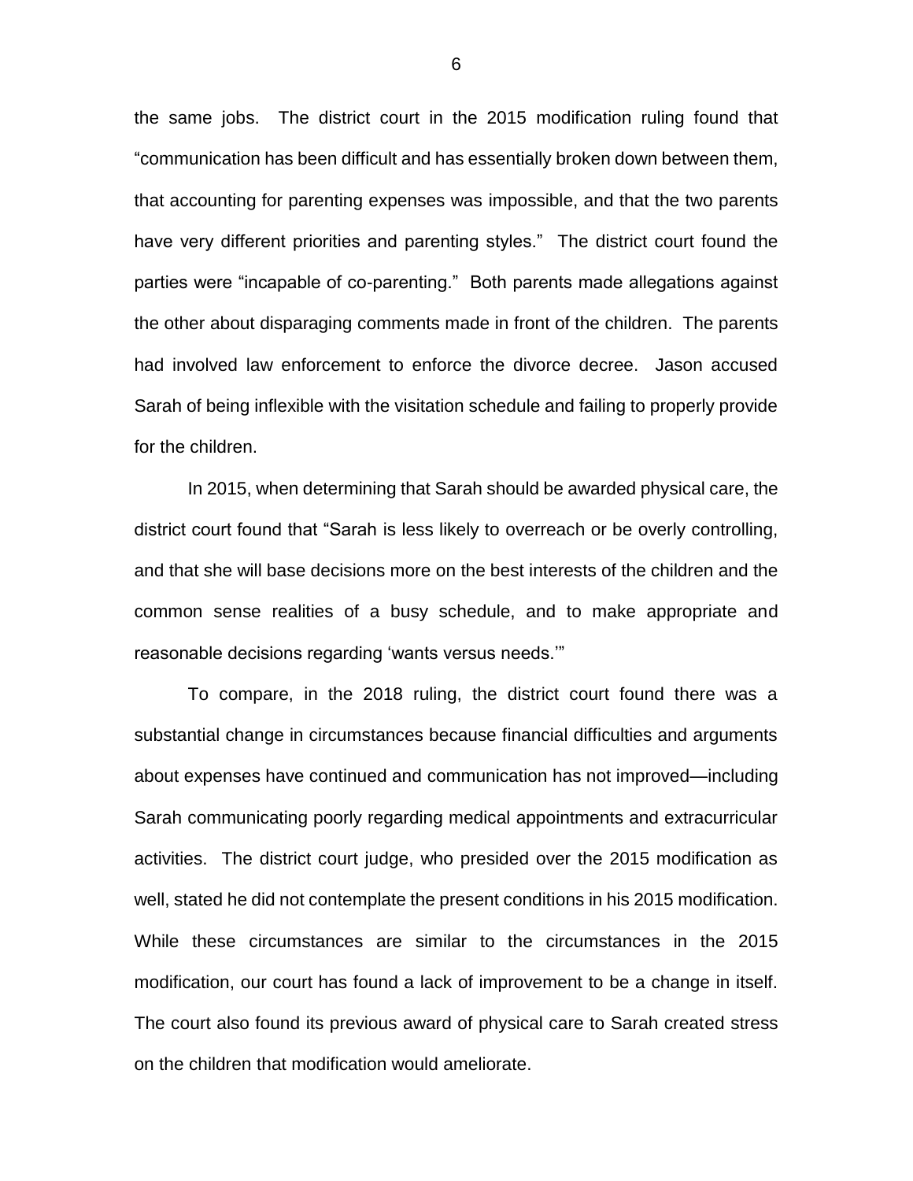the same jobs. The district court in the 2015 modification ruling found that "communication has been difficult and has essentially broken down between them, that accounting for parenting expenses was impossible, and that the two parents have very different priorities and parenting styles." The district court found the parties were "incapable of co-parenting." Both parents made allegations against the other about disparaging comments made in front of the children. The parents had involved law enforcement to enforce the divorce decree. Jason accused Sarah of being inflexible with the visitation schedule and failing to properly provide for the children.

In 2015, when determining that Sarah should be awarded physical care, the district court found that "Sarah is less likely to overreach or be overly controlling, and that she will base decisions more on the best interests of the children and the common sense realities of a busy schedule, and to make appropriate and reasonable decisions regarding 'wants versus needs.'"

To compare, in the 2018 ruling, the district court found there was a substantial change in circumstances because financial difficulties and arguments about expenses have continued and communication has not improved—including Sarah communicating poorly regarding medical appointments and extracurricular activities. The district court judge, who presided over the 2015 modification as well, stated he did not contemplate the present conditions in his 2015 modification. While these circumstances are similar to the circumstances in the 2015 modification, our court has found a lack of improvement to be a change in itself. The court also found its previous award of physical care to Sarah created stress on the children that modification would ameliorate.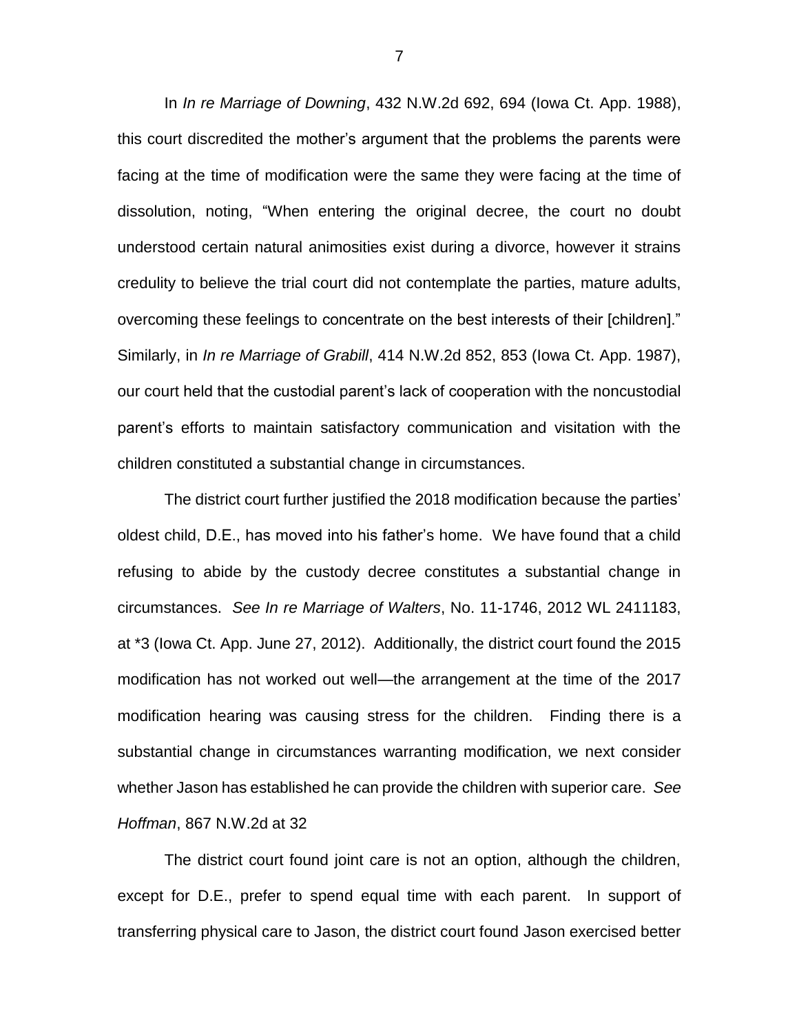In *In re Marriage of Downing*, 432 N.W.2d 692, 694 (Iowa Ct. App. 1988), this court discredited the mother's argument that the problems the parents were facing at the time of modification were the same they were facing at the time of dissolution, noting, "When entering the original decree, the court no doubt understood certain natural animosities exist during a divorce, however it strains credulity to believe the trial court did not contemplate the parties, mature adults, overcoming these feelings to concentrate on the best interests of their [children]." Similarly, in *In re Marriage of Grabill*, 414 N.W.2d 852, 853 (Iowa Ct. App. 1987), our court held that the custodial parent's lack of cooperation with the noncustodial parent's efforts to maintain satisfactory communication and visitation with the children constituted a substantial change in circumstances.

The district court further justified the 2018 modification because the parties' oldest child, D.E., has moved into his father's home. We have found that a child refusing to abide by the custody decree constitutes a substantial change in circumstances. *See In re Marriage of Walters*, No. 11-1746, 2012 WL 2411183, at *3 (Iowa Ct. App. June 27, 2012). Additionally, the district court found the 2015 modification has not worked out well—the arrangement at the time of the 2017 modification hearing was causing stress for the children. Finding there is a substantial change in circumstances warranting modification, we next consider whether Jason has established he can provide the children with superior care. *See Hoffman*, 867 N.W.2d at 32

The district court found joint care is not an option, although the children, except for D.E., prefer to spend equal time with each parent. In support of transferring physical care to Jason, the district court found Jason exercised better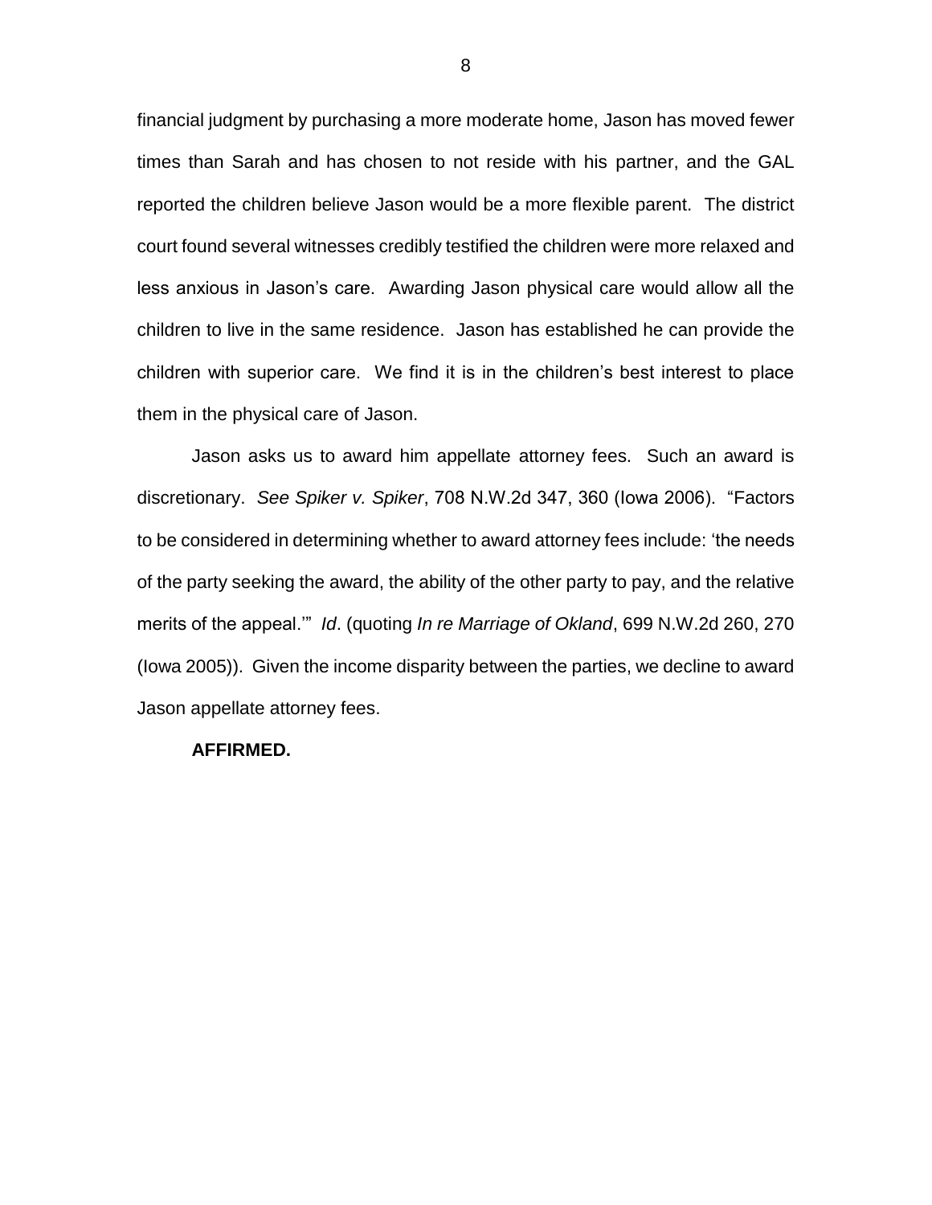financial judgment by purchasing a more moderate home, Jason has moved fewer times than Sarah and has chosen to not reside with his partner, and the GAL reported the children believe Jason would be a more flexible parent. The district court found several witnesses credibly testified the children were more relaxed and less anxious in Jason's care. Awarding Jason physical care would allow all the children to live in the same residence. Jason has established he can provide the children with superior care. We find it is in the children's best interest to place them in the physical care of Jason.

Jason asks us to award him appellate attorney fees. Such an award is discretionary. *See Spiker v. Spiker*, 708 N.W.2d 347, 360 (Iowa 2006). "Factors to be considered in determining whether to award attorney fees include: 'the needs of the party seeking the award, the ability of the other party to pay, and the relative merits of the appeal.'" *Id*. (quoting *In re Marriage of Okland*, 699 N.W.2d 260, 270 (Iowa 2005)). Given the income disparity between the parties, we decline to award Jason appellate attorney fees.

**AFFIRMED.**